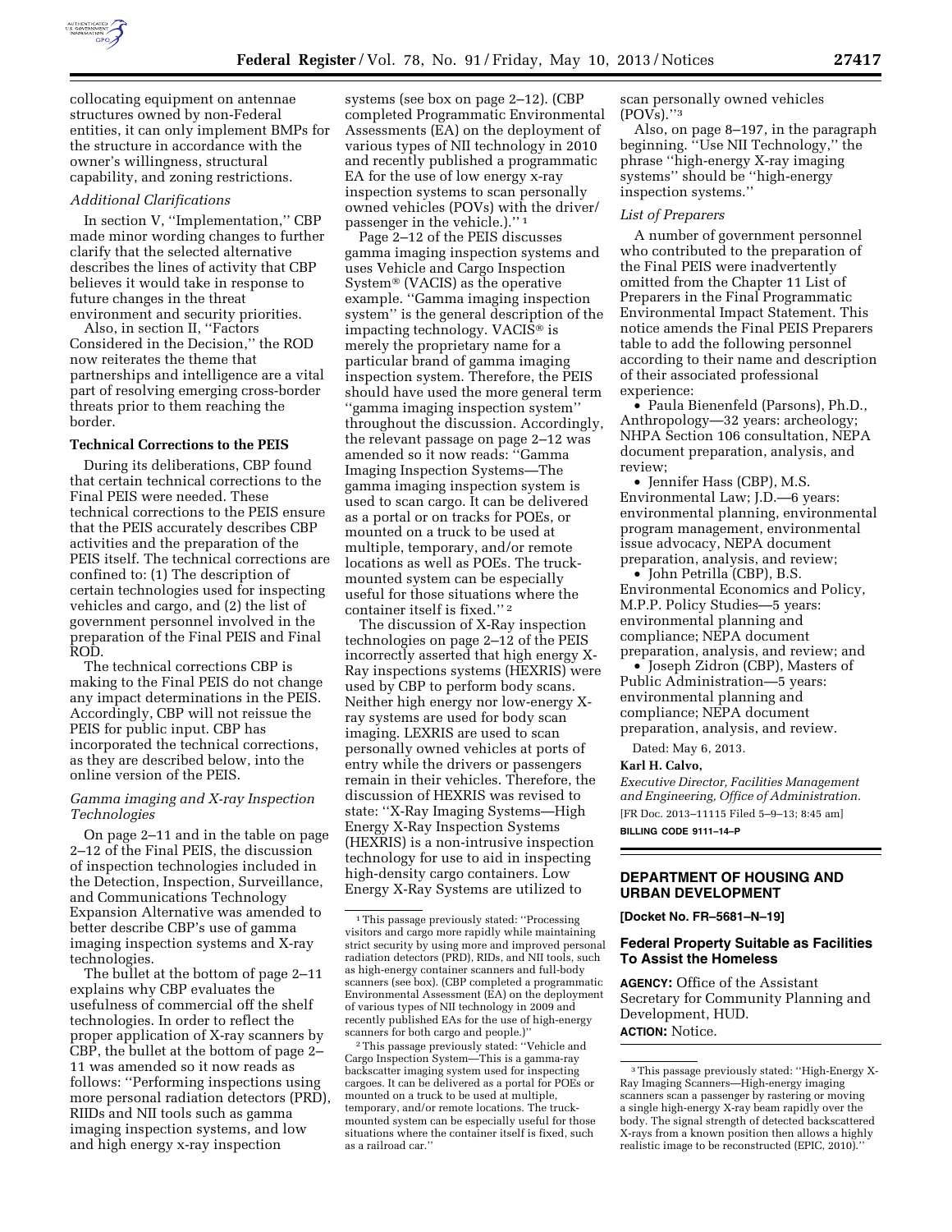collocating equipment on antennae structures owned by non-Federal entities, it can only implement BMPs for the structure in accordance with the owner's willingness, structural capability, and zoning restrictions.

*Additional Clarifications*

In section V, ''Implementation,'' CBP made minor wording changes to further clarify that the selected alternative describes the lines of activity that CBP believes it would take in response to future changes in the threat environment and security priorities.

Also, in section II, ''Factors Considered in the Decision,'' the ROD now reiterates the theme that partnerships and intelligence are a vital part of resolving emerging cross-border threats prior to them reaching the border.

**Technical Corrections to the PEIS**

During its deliberations, CBP found that certain technical corrections to the Final PEIS were needed. These technical corrections to the PEIS ensure that the PEIS accurately describes CBP activities and the preparation of the PEIS itself. The technical corrections are confined to: (1) The description of certain technologies used for inspecting vehicles and cargo, and (2) the list of government personnel involved in the preparation of the Final PEIS and Final ROD.

The technical corrections CBP is making to the Final PEIS do not change any impact determinations in the PEIS. Accordingly, CBP will not reissue the PEIS for public input. CBP has incorporated the technical corrections, as they are described below, into the online version of the PEIS.

*Gamma imaging and X-ray Inspection Technologies*

On page 2–11 and in the table on page 2–12 of the Final PEIS, the discussion of inspection technologies included in the Detection, Inspection, Surveillance, and Communications Technology Expansion Alternative was amended to better describe CBP's use of gamma imaging inspection systems and X-ray technologies.

The bullet at the bottom of page 2–11 explains why CBP evaluates the usefulness of commercial off the shelf technologies. In order to reflect the proper application of X-ray scanners by CBP, the bullet at the bottom of page 2–11 was amended so it now reads as follows: ''Performing inspections using more personal radiation detectors (PRD), RIIDs and NII tools such as gamma imaging inspection systems, and low and high energy x-ray inspection systems (see box on page 2–12). (CBP completed Programmatic Environmental Assessments (EA) on the deployment of various types of NII technology in 2010 and recently published a programmatic EA for the use of low energy x-ray inspection systems to scan personally owned vehicles (POVs) with the driver/passenger in the vehicle.).'' [1]

Page 2–12 of the PEIS discusses gamma imaging inspection systems and uses Vehicle and Cargo Inspection System® (VACIS) as the operative example. ''Gamma imaging inspection system'' is the general description of the impacting technology. VACIS® is merely the proprietary name for a particular brand of gamma imaging inspection system. Therefore, the PEIS should have used the more general term ''gamma imaging inspection system'' throughout the discussion. Accordingly, the relevant passage on page 2–12 was amended so it now reads: ''Gamma Imaging Inspection Systems—The gamma imaging inspection system is used to scan cargo. It can be delivered as a portal or on tracks for POEs, or mounted on a truck to be used at multiple, temporary, and/or remote locations as well as POEs. The truck-mounted system can be especially useful for those situations where the container itself is fixed.'' [2]

The discussion of X-Ray inspection technologies on page 2–12 of the PEIS incorrectly asserted that high energy X-Ray inspections systems (HEXRIS) were used by CBP to perform body scans. Neither high energy nor low-energy X-ray systems are used for body scan imaging. LEXRIS are used to scan personally owned vehicles at ports of entry while the drivers or passengers remain in their vehicles. Therefore, the discussion of HEXRIS was revised to state: ''X-Ray Imaging Systems—High Energy X-Ray Inspection Systems (HEXRIS) is a non-intrusive inspection technology for use to aid in inspecting high-density cargo containers. Low Energy X-Ray Systems are utilized to scan personally owned vehicles (POVs).'' [3]

Also, on page 8–197, in the paragraph beginning. ''Use NII Technology,'' the phrase ''high-energy X-ray imaging systems'' should be ''high-energy inspection systems.''

*List of Preparers*

A number of government personnel who contributed to the preparation of the Final PEIS were inadvertently omitted from the Chapter 11 List of Preparers in the Final Programmatic Environmental Impact Statement. This notice amends the Final PEIS Preparers table to add the following personnel according to their name and description of their associated professional experience:

- Paula Bienenfeld (Parsons), Ph.D., Anthropology—32 years: archeology; NHPA Section 106 consultation, NEPA document preparation, analysis, and review;
- Jennifer Hass (CBP), M.S. Environmental Law; J.D.—6 years: environmental planning, environmental program management, environmental issue advocacy, NEPA document preparation, analysis, and review;
- John Petrilla (CBP), B.S. Environmental Economics and Policy, M.P.P. Policy Studies—5 years: environmental planning and compliance; NEPA document preparation, analysis, and review; and
- Joseph Zidron (CBP), Masters of Public Administration—5 years: environmental planning and compliance; NEPA document preparation, analysis, and review.

Dated: May 6, 2013.

**Karl H. Calvo,**

*Executive Director, Facilities Management and Engineering, Office of Administration.*

[FR Doc. 2013–11115 Filed 5–9–13; 8:45 am]

**BILLING CODE 9111–14–P**

---

[1] This passage previously stated: ''Processing visitors and cargo more rapidly while maintaining strict security by using more and improved personal radiation detectors (PRD), RIDs, and NII tools, such as high-energy container scanners and full-body scanners (see box). (CBP completed a programmatic Environmental Assessment (EA) on the deployment of various types of NII technology in 2009 and recently published EAs for the use of high-energy scanners for both cargo and people.)''

[2] This passage previously stated: ''Vehicle and Cargo Inspection System—This is a gamma-ray backscatter imaging system used for inspecting cargoes. It can be delivered as a portal for POEs or mounted on a truck to be used at multiple, temporary, and/or remote locations. The truck-mounted system can be especially useful for those situations where the container itself is fixed, such as a railroad car.''

[3] This passage previously stated: ''High-Energy X-Ray Imaging Scanners—High-energy imaging scanners scan a passenger by rastering or moving a single high-energy X-ray beam rapidly over the body. The signal strength of detected backscattered X-rays from a known position then allows a highly realistic image to be reconstructed (EPIC, 2010).''

---

## DEPARTMENT OF HOUSING AND URBAN DEVELOPMENT

**[Docket No. FR–5681–N–19]**

### Federal Property Suitable as Facilities To Assist the Homeless

**AGENCY:** Office of the Assistant Secretary for Community Planning and Development, HUD.

**ACTION:** Notice.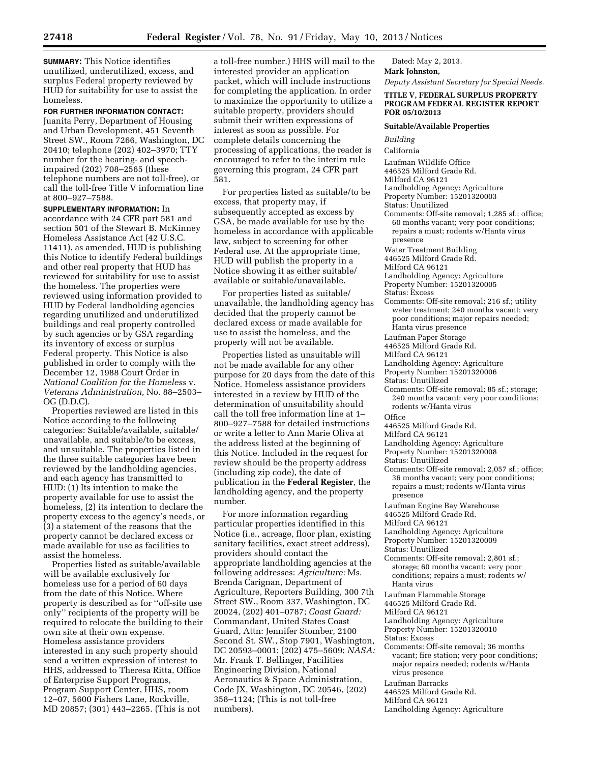**SUMMARY:** This Notice identifies unutilized, underutilized, excess, and surplus Federal property reviewed by HUD for suitability for use to assist the homeless.

**FOR FURTHER INFORMATION CONTACT:** Juanita Perry, Department of Housing and Urban Development, 451 Seventh Street SW., Room 7266, Washington, DC 20410; telephone (202) 402–3970; TTY number for the hearing- and speech-impaired (202) 708–2565 (these telephone numbers are not toll-free), or call the toll-free Title V information line at 800–927–7588.

**SUPPLEMENTARY INFORMATION:** In accordance with 24 CFR part 581 and section 501 of the Stewart B. McKinney Homeless Assistance Act (42 U.S.C. 11411), as amended, HUD is publishing this Notice to identify Federal buildings and other real property that HUD has reviewed for suitability for use to assist the homeless. The properties were reviewed using information provided to HUD by Federal landholding agencies regarding unutilized and underutilized buildings and real property controlled by such agencies or by GSA regarding its inventory of excess or surplus Federal property. This Notice is also published in order to comply with the December 12, 1988 Court Order in *National Coalition for the Homeless* v. *Veterans Administration,* No. 88–2503–OG (D.D.C).

Properties reviewed are listed in this Notice according to the following categories: Suitable/available, suitable/unavailable, and suitable/to be excess, and unsuitable. The properties listed in the three suitable categories have been reviewed by the landholding agencies, and each agency has transmitted to HUD: (1) Its intention to make the property available for use to assist the homeless, (2) its intention to declare the property excess to the agency's needs, or (3) a statement of the reasons that the property cannot be declared excess or made available for use as facilities to assist the homeless.

Properties listed as suitable/available will be available exclusively for homeless use for a period of 60 days from the date of this Notice. Where property is described as for "off-site use only" recipients of the property will be required to relocate the building to their own site at their own expense. Homeless assistance providers interested in any such property should send a written expression of interest to HHS, addressed to Theresa Ritta, Office of Enterprise Support Programs, Program Support Center, HHS, room 12–07, 5600 Fishers Lane, Rockville, MD 20857; (301) 443–2265. (This is not a toll-free number.) HHS will mail to the interested provider an application packet, which will include instructions for completing the application. In order to maximize the opportunity to utilize a suitable property, providers should submit their written expressions of interest as soon as possible. For complete details concerning the processing of applications, the reader is encouraged to refer to the interim rule governing this program, 24 CFR part 581.

For properties listed as suitable/to be excess, that property may, if subsequently accepted as excess by GSA, be made available for use by the homeless in accordance with applicable law, subject to screening for other Federal use. At the appropriate time, HUD will publish the property in a Notice showing it as either suitable/available or suitable/unavailable.

For properties listed as suitable/unavailable, the landholding agency has decided that the property cannot be declared excess or made available for use to assist the homeless, and the property will not be available.

Properties listed as unsuitable will not be made available for any other purpose for 20 days from the date of this Notice. Homeless assistance providers interested in a review by HUD of the determination of unsuitability should call the toll free information line at 1–800–927–7588 for detailed instructions or write a letter to Ann Marie Oliva at the address listed at the beginning of this Notice. Included in the request for review should be the property address (including zip code), the date of publication in the **Federal Register**, the landholding agency, and the property number.

For more information regarding particular properties identified in this Notice (i.e., acreage, floor plan, existing sanitary facilities, exact street address), providers should contact the appropriate landholding agencies at the following addresses: *Agriculture:* Ms. Brenda Carignan, Department of Agriculture, Reporters Building, 300 7th Street SW., Room 337, Washington, DC 20024, (202) 401–0787; *Coast Guard:* Commandant, United States Coast Guard, Attn: Jennifer Stomber, 2100 Second St. SW., Stop 7901, Washington, DC 20593–0001; (202) 475–5609; *NASA:* Mr. Frank T. Bellinger, Facilities Engineering Division, National Aeronautics & Space Administration, Code JX, Washington, DC 20546, (202) 358–1124; (This is not toll-free numbers).

Dated: May 2, 2013.

**Mark Johnston,**

*Deputy Assistant Secretary for Special Needs.*

**TITLE V, FEDERAL SURPLUS PROPERTY PROGRAM FEDERAL REGISTER REPORT FOR 05/10/2013**

**Suitable/Available Properties**

*Building*

California

Laufman Wildlife Office
446525 Milford Grade Rd.
Milford CA 96121
Landholding Agency: Agriculture
Property Number: 15201320003
Status: Unutilized
Comments: Off-site removal; 1,285 sf.; office; 60 months vacant; very poor conditions; repairs a must; rodents w/Hanta virus presence

Water Treatment Building
446525 Milford Grade Rd.
Milford CA 96121
Landholding Agency: Agriculture
Property Number: 15201320005
Status: Excess
Comments: Off-site removal; 216 sf.; utility water treatment; 240 months vacant; very poor conditions; major repairs needed; Hanta virus presence

Laufman Paper Storage
446525 Milford Grade Rd.
Milford CA 96121
Landholding Agency: Agriculture
Property Number: 15201320006
Status: Unutilized
Comments: Off-site removal; 85 sf.; storage; 240 months vacant; very poor conditions; rodents w/Hanta virus

Office
446525 Milford Grade Rd.
Milford CA 96121
Landholding Agency: Agriculture
Property Number: 15201320008
Status: Unutilized
Comments: Off-site removal; 2,057 sf.; office; 36 months vacant; very poor conditions; repairs a must; rodents w/Hanta virus presence

Laufman Engine Bay Warehouse
446525 Milford Grade Rd.
Milford CA 96121
Landholding Agency: Agriculture
Property Number: 15201320009
Status: Unutilized
Comments: Off-site removal; 2,801 sf.; storage; 60 months vacant; very poor conditions; repairs a must; rodents w/ Hanta virus

Laufman Flammable Storage
446525 Milford Grade Rd.
Milford CA 96121
Landholding Agency: Agriculture
Property Number: 15201320010
Status: Excess
Comments: Off-site removal; 36 months vacant; fire station; very poor conditions; major repairs needed; rodents w/Hanta virus presence

Laufman Barracks
446525 Milford Grade Rd.
Milford CA 96121
Landholding Agency: Agriculture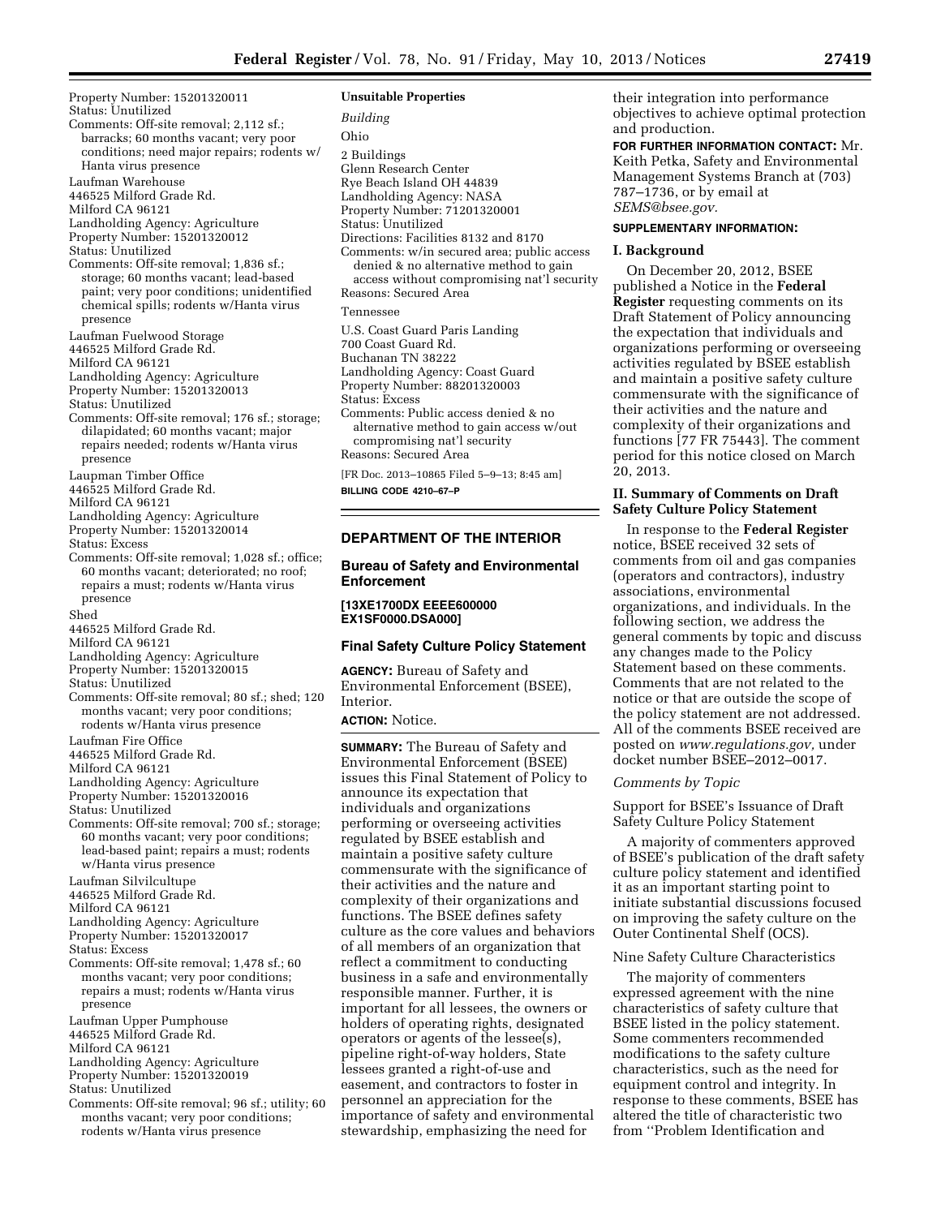Property Number: 15201320011
Status: Unutilized
Comments: Off-site removal; 2,112 sf.; barracks; 60 months vacant; very poor conditions; need major repairs; rodents w/ Hanta virus presence

Laufman Warehouse
446525 Milford Grade Rd.
Milford CA 96121
Landholding Agency: Agriculture
Property Number: 15201320012
Status: Unutilized
Comments: Off-site removal; 1,836 sf.; storage; 60 months vacant; lead-based paint; very poor conditions; unidentified chemical spills; rodents w/Hanta virus presence

Laufman Fuelwood Storage
446525 Milford Grade Rd.
Milford CA 96121
Landholding Agency: Agriculture
Property Number: 15201320013
Status: Unutilized
Comments: Off-site removal; 176 sf.; storage; dilapidated; 60 months vacant; major repairs needed; rodents w/Hanta virus presence

Laupman Timber Office
446525 Milford Grade Rd.
Milford CA 96121
Landholding Agency: Agriculture
Property Number: 15201320014
Status: Excess
Comments: Off-site removal; 1,028 sf.; office; 60 months vacant; deteriorated; no roof; repairs a must; rodents w/Hanta virus presence

Shed
446525 Milford Grade Rd.
Milford CA 96121
Landholding Agency: Agriculture
Property Number: 15201320015
Status: Unutilized
Comments: Off-site removal; 80 sf.; shed; 120 months vacant; very poor conditions; rodents w/Hanta virus presence

Laufman Fire Office
446525 Milford Grade Rd.
Milford CA 96121
Landholding Agency: Agriculture
Property Number: 15201320016
Status: Unutilized
Comments: Off-site removal; 700 sf.; storage; 60 months vacant; very poor conditions; lead-based paint; repairs a must; rodents w/Hanta virus presence

Laufman Silvilcultupe
446525 Milford Grade Rd.
Milford CA 96121
Landholding Agency: Agriculture
Property Number: 15201320017
Status: Excess
Comments: Off-site removal; 1,478 sf.; 60 months vacant; very poor conditions; repairs a must; rodents w/Hanta virus presence

Laufman Upper Pumphouse
446525 Milford Grade Rd.
Milford CA 96121
Landholding Agency: Agriculture
Property Number: 15201320019
Status: Unutilized
Comments: Off-site removal; 96 sf.; utility; 60 months vacant; very poor conditions; rodents w/Hanta virus presence

**Unsuitable Properties**

*Building*

Ohio

2 Buildings
Glenn Research Center
Rye Beach Island OH 44839
Landholding Agency: NASA
Property Number: 71201320001
Status: Unutilized
Directions: Facilities 8132 and 8170
Comments: w/in secured area; public access denied & no alternative method to gain access without compromising nat'l security
Reasons: Secured Area

Tennessee

U.S. Coast Guard Paris Landing
700 Coast Guard Rd.
Buchanan TN 38222
Landholding Agency: Coast Guard
Property Number: 88201320003
Status: Excess
Comments: Public access denied & no alternative method to gain access w/out compromising nat'l security
Reasons: Secured Area

[FR Doc. 2013–10865 Filed 5–9–13; 8:45 am]

**BILLING CODE 4210–67–P**

## DEPARTMENT OF THE INTERIOR

### Bureau of Safety and Environmental Enforcement

**[13XE1700DX EEEE600000 EX1SF0000.DSA000]**

### Final Safety Culture Policy Statement

**AGENCY:** Bureau of Safety and Environmental Enforcement (BSEE), Interior.

**ACTION:** Notice.

**SUMMARY:** The Bureau of Safety and Environmental Enforcement (BSEE) issues this Final Statement of Policy to announce its expectation that individuals and organizations performing or overseeing activities regulated by BSEE establish and maintain a positive safety culture commensurate with the significance of their activities and the nature and complexity of their organizations and functions. The BSEE defines safety culture as the core values and behaviors of all members of an organization that reflect a commitment to conducting business in a safe and environmentally responsible manner. Further, it is important for all lessees, the owners or holders of operating rights, designated operators or agents of the lessee(s), pipeline right-of-way holders, State lessees granted a right-of-use and easement, and contractors to foster in personnel an appreciation for the importance of safety and environmental stewardship, emphasizing the need for their integration into performance objectives to achieve optimal protection and production.

**FOR FURTHER INFORMATION CONTACT:** Mr. Keith Petka, Safety and Environmental Management Systems Branch at (703) 787–1736, or by email at *SEMS@bsee.gov*.

**SUPPLEMENTARY INFORMATION:**

**I. Background**

On December 20, 2012, BSEE published a Notice in the **Federal Register** requesting comments on its Draft Statement of Policy announcing the expectation that individuals and organizations performing or overseeing activities regulated by BSEE establish and maintain a positive safety culture commensurate with the significance of their activities and the nature and complexity of their organizations and functions [77 FR 75443]. The comment period for this notice closed on March 20, 2013.

**II. Summary of Comments on Draft Safety Culture Policy Statement**

In response to the **Federal Register** notice, BSEE received 32 sets of comments from oil and gas companies (operators and contractors), industry associations, environmental organizations, and individuals. In the following section, we address the general comments by topic and discuss any changes made to the Policy Statement based on these comments. Comments that are not related to the notice or that are outside the scope of the policy statement are not addressed. All of the comments BSEE received are posted on *www.regulations.gov,* under docket number BSEE–2012–0017.

*Comments by Topic*

Support for BSEE's Issuance of Draft Safety Culture Policy Statement

A majority of commenters approved of BSEE's publication of the draft safety culture policy statement and identified it as an important starting point to initiate substantial discussions focused on improving the safety culture on the Outer Continental Shelf (OCS).

Nine Safety Culture Characteristics

The majority of commenters expressed agreement with the nine characteristics of safety culture that BSEE listed in the policy statement. Some commenters recommended modifications to the safety culture characteristics, such as the need for equipment control and integrity. In response to these comments, BSEE has altered the title of characteristic two from ''Problem Identification and